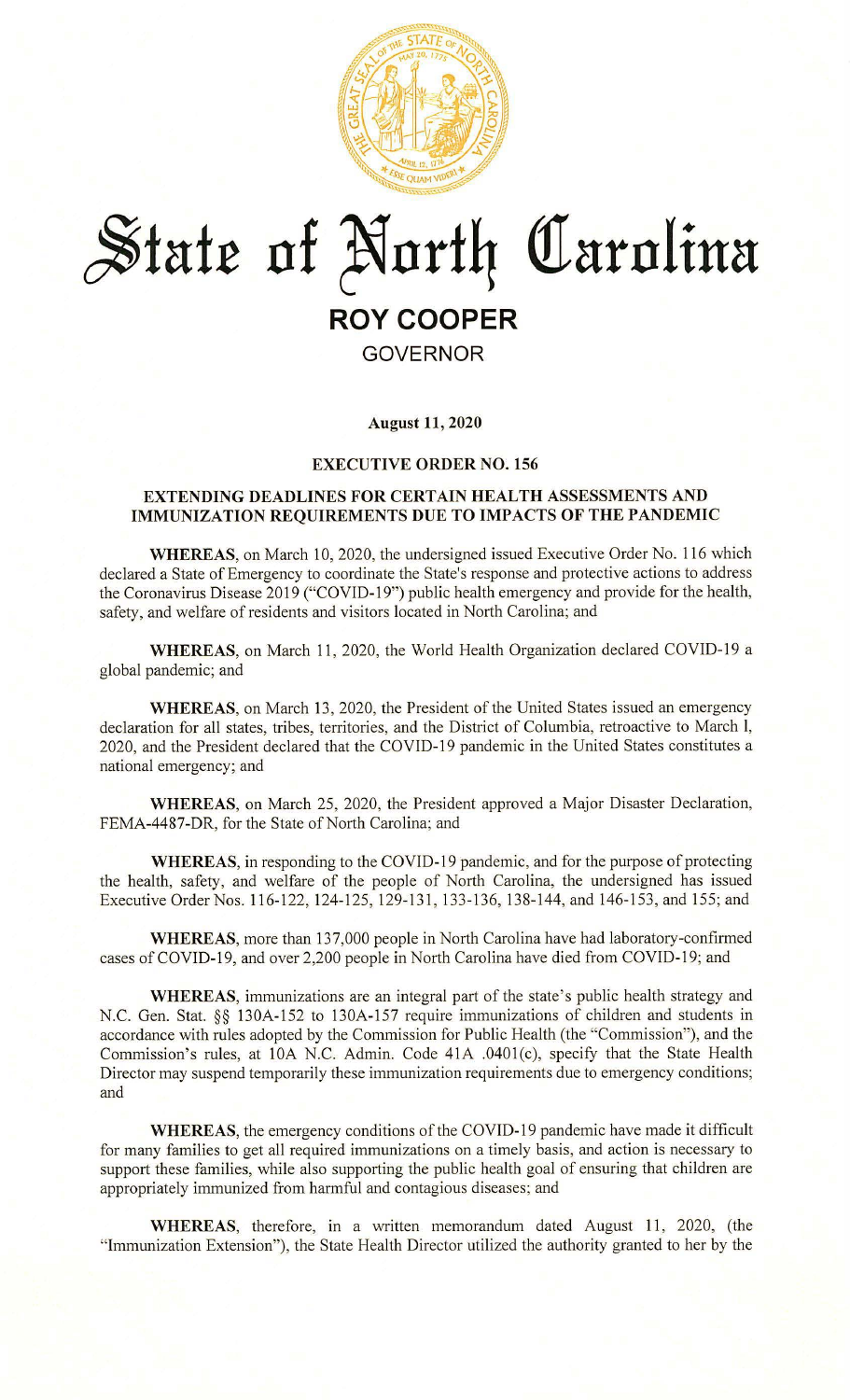# State of North Carolina

## ROY COOPER

GOVERNOR

**August 11, 2020**

**EXECUTIVE ORDER NO. 156**

**EXTENDING DEADLINES FOR CERTAIN HEALTH ASSESSMENTS AND IMMUNIZATION REQUIREMENTS DUE TO IMPACTS OF THE PANDEMIC**

**WHEREAS**, on March 10, 2020, the undersigned issued Executive Order No. 116 which declared a State of Emergency to coordinate the State's response and protective actions to address the Coronavirus Disease 2019 ("COVID-19") public health emergency and provide for the health, safety, and welfare of residents and visitors located in North Carolina; and

**WHEREAS**, on March 11, 2020, the World Health Organization declared COVID-19 a global pandemic; and

**WHEREAS**, on March 13, 2020, the President of the United States issued an emergency declaration for all states, tribes, territories, and the District of Columbia, retroactive to March 1, 2020, and the President declared that the COVID-19 pandemic in the United States constitutes a national emergency; and

**WHEREAS**, on March 25, 2020, the President approved a Major Disaster Declaration, FEMA-4487-DR, for the State of North Carolina; and

**WHEREAS**, in responding to the COVID-19 pandemic, and for the purpose of protecting the health, safety, and welfare of the people of North Carolina, the undersigned has issued Executive Order Nos. 116-122, 124-125, 129-131, 133-136, 138-144, and 146-153, and 155; and

**WHEREAS**, more than 137,000 people in North Carolina have had laboratory-confirmed cases of COVID-19, and over 2,200 people in North Carolina have died from COVID-19; and

**WHEREAS**, immunizations are an integral part of the state's public health strategy and N.C. Gen. Stat. §§ 130A-152 to 130A-157 require immunizations of children and students in accordance with rules adopted by the Commission for Public Health (the "Commission"), and the Commission's rules, at 10A N.C. Admin. Code 41A .0401(c), specify that the State Health Director may suspend temporarily these immunization requirements due to emergency conditions; and

**WHEREAS**, the emergency conditions of the COVID-19 pandemic have made it difficult for many families to get all required immunizations on a timely basis, and action is necessary to support these families, while also supporting the public health goal of ensuring that children are appropriately immunized from harmful and contagious diseases; and

**WHEREAS**, therefore, in a written memorandum dated August 11, 2020, (the "Immunization Extension"), the State Health Director utilized the authority granted to her by the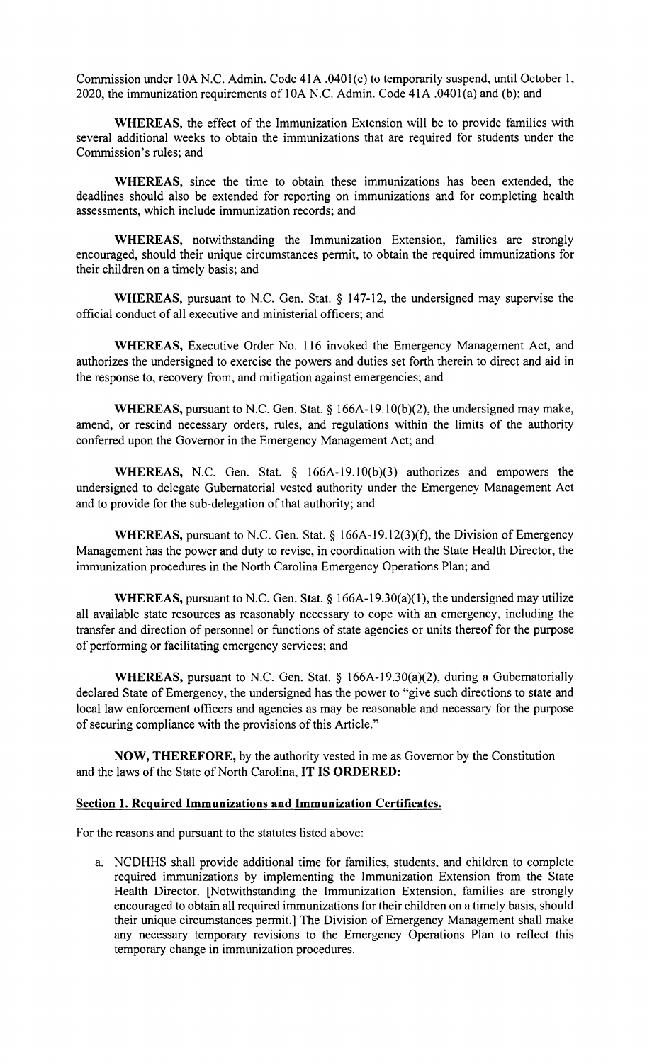Commission under 10A N.C. Admin. Code 41A .0401(c) to temporarily suspend, until October 1, 2020, the immunization requirements of 10A N.C. Admin. Code 41A .0401(a) and (b); and

**WHEREAS**, the effect of the Immunization Extension will be to provide families with several additional weeks to obtain the immunizations that are required for students under the Commission's rules; and

**WHEREAS**, since the time to obtain these immunizations has been extended, the deadlines should also be extended for reporting on immunizations and for completing health assessments, which include immunization records; and

**WHEREAS**, notwithstanding the Immunization Extension, families are strongly encouraged, should their unique circumstances permit, to obtain the required immunizations for their children on a timely basis; and

**WHEREAS**, pursuant to N.C. Gen. Stat. § 147-12, the undersigned may supervise the official conduct of all executive and ministerial officers; and

**WHEREAS,** Executive Order No. 116 invoked the Emergency Management Act, and authorizes the undersigned to exercise the powers and duties set forth therein to direct and aid in the response to, recovery from, and mitigation against emergencies; and

**WHEREAS,** pursuant to N.C. Gen. Stat. § 166A-19.10(b)(2), the undersigned may make, amend, or rescind necessary orders, rules, and regulations within the limits of the authority conferred upon the Governor in the Emergency Management Act; and

**WHEREAS,** N.C. Gen. Stat. § 166A-19.10(b)(3) authorizes and empowers the undersigned to delegate Gubernatorial vested authority under the Emergency Management Act and to provide for the sub-delegation of that authority; and

**WHEREAS,** pursuant to N.C. Gen. Stat. § 166A-19.12(3)(f), the Division of Emergency Management has the power and duty to revise, in coordination with the State Health Director, the immunization procedures in the North Carolina Emergency Operations Plan; and

**WHEREAS,** pursuant to N.C. Gen. Stat. § 166A-19.30(a)(1), the undersigned may utilize all available state resources as reasonably necessary to cope with an emergency, including the transfer and direction of personnel or functions of state agencies or units thereof for the purpose of performing or facilitating emergency services; and

**WHEREAS,** pursuant to N.C. Gen. Stat. § 166A-19.30(a)(2), during a Gubernatorially declared State of Emergency, the undersigned has the power to "give such directions to state and local law enforcement officers and agencies as may be reasonable and necessary for the purpose of securing compliance with the provisions of this Article."

**NOW, THEREFORE,** by the authority vested in me as Governor by the Constitution and the laws of the State of North Carolina, **IT IS ORDERED:**

**Section 1. Required Immunizations and Immunization Certificates.**

For the reasons and pursuant to the statutes listed above:

a. NCDHHS shall provide additional time for families, students, and children to complete required immunizations by implementing the Immunization Extension from the State Health Director. [Notwithstanding the Immunization Extension, families are strongly encouraged to obtain all required immunizations for their children on a timely basis, should their unique circumstances permit.] The Division of Emergency Management shall make any necessary temporary revisions to the Emergency Operations Plan to reflect this temporary change in immunization procedures.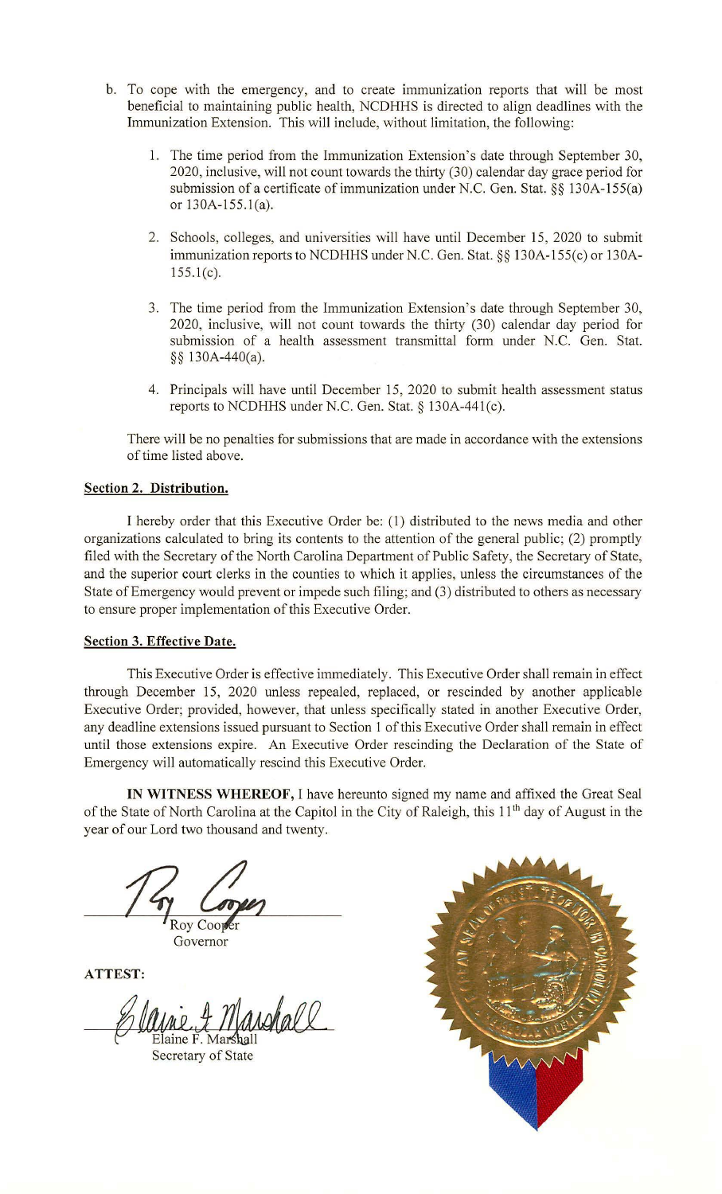b. To cope with the emergency, and to create immunization reports that will be most beneficial to maintaining public health, NCDHHS is directed to align deadlines with the Immunization Extension. This will include, without limitation, the following:

   1. The time period from the Immunization Extension's date through September 30, 2020, inclusive, will not count towards the thirty (30) calendar day grace period for submission of a certificate of immunization under N.C. Gen. Stat. §§ 130A-155(a) or 130A-155.1(a).

   2. Schools, colleges, and universities will have until December 15, 2020 to submit immunization reports to NCDHHS under N.C. Gen. Stat. §§ 130A-155(c) or 130A-155.1(c).

   3. The time period from the Immunization Extension's date through September 30, 2020, inclusive, will not count towards the thirty (30) calendar day period for submission of a health assessment transmittal form under N.C. Gen. Stat. §§ 130A-440(a).

   4. Principals will have until December 15, 2020 to submit health assessment status reports to NCDHHS under N.C. Gen. Stat. § 130A-441(c).

   There will be no penalties for submissions that are made in accordance with the extensions of time listed above.

**Section 2. Distribution.**

I hereby order that this Executive Order be: (1) distributed to the news media and other organizations calculated to bring its contents to the attention of the general public; (2) promptly filed with the Secretary of the North Carolina Department of Public Safety, the Secretary of State, and the superior court clerks in the counties to which it applies, unless the circumstances of the State of Emergency would prevent or impede such filing; and (3) distributed to others as necessary to ensure proper implementation of this Executive Order.

**Section 3. Effective Date.**

This Executive Order is effective immediately. This Executive Order shall remain in effect through December 15, 2020 unless repealed, replaced, or rescinded by another applicable Executive Order; provided, however, that unless specifically stated in another Executive Order, any deadline extensions issued pursuant to Section 1 of this Executive Order shall remain in effect until those extensions expire. An Executive Order rescinding the Declaration of the State of Emergency will automatically rescind this Executive Order.

**IN WITNESS WHEREOF,** I have hereunto signed my name and affixed the Great Seal of the State of North Carolina at the Capitol in the City of Raleigh, this 11th day of August in the year of our Lord two thousand and twenty.

Roy Cooper
Governor

**ATTEST:**

Elaine F. Marshall
Secretary of State